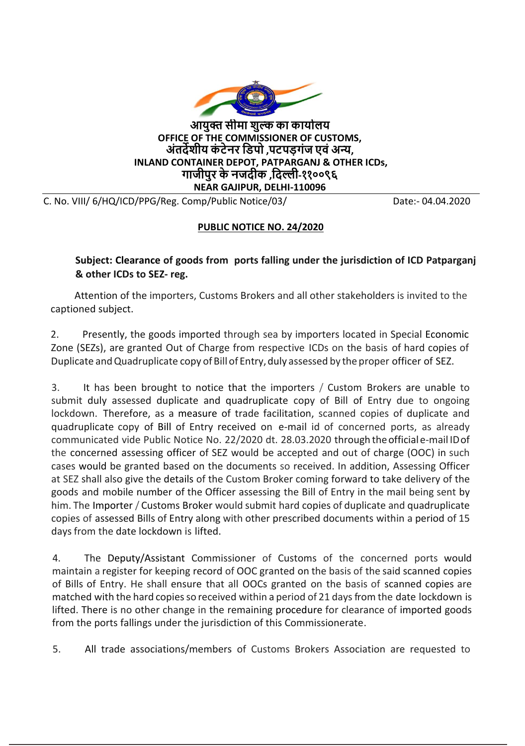**आयुक्त सीमा शुल्क का कार्यालय**
**OFFICE OF THE COMMISSIONER OF CUSTOMS,**
**अंतर्देशीय कंटेनर डिपो ,पटपड़गंज एवं अन्य,**
**INLAND CONTAINER DEPOT, PATPARGANJ & OTHER ICDs,**
**गाजीपुर के नजदीक ,दिल्ली-११००९६**
**NEAR GAJIPUR, DELHI-110096**

C. No. VIII/ 6/HQ/ICD/PPG/Reg. Comp/Public Notice/03/ Date:- 04.04.2020

**PUBLIC NOTICE NO. 24/2020**

**Subject: Clearance of goods from ports falling under the jurisdiction of ICD Patparganj & other ICDs to SEZ- reg.**

Attention of the importers, Customs Brokers and all other stakeholders is invited to the captioned subject.

2. Presently, the goods imported through sea by importers located in Special Economic Zone (SEZs), are granted Out of Charge from respective ICDs on the basis of hard copies of Duplicate and Quadruplicate copy of Bill of Entry, duly assessed by the proper officer of SEZ.

3. It has been brought to notice that the importers / Custom Brokers are unable to submit duly assessed duplicate and quadruplicate copy of Bill of Entry due to ongoing lockdown. Therefore, as a measure of trade facilitation, scanned copies of duplicate and quadruplicate copy of Bill of Entry received on e-mail id of concerned ports, as already communicated vide Public Notice No. 22/2020 dt. 28.03.2020 through the official e-mail ID of the concerned assessing officer of SEZ would be accepted and out of charge (OOC) in such cases would be granted based on the documents so received. In addition, Assessing Officer at SEZ shall also give the details of the Custom Broker coming forward to take delivery of the goods and mobile number of the Officer assessing the Bill of Entry in the mail being sent by him. The Importer / Customs Broker would submit hard copies of duplicate and quadruplicate copies of assessed Bills of Entry along with other prescribed documents within a period of 15 days from the date lockdown is lifted.

4. The Deputy/Assistant Commissioner of Customs of the concerned ports would maintain a register for keeping record of OOC granted on the basis of the said scanned copies of Bills of Entry. He shall ensure that all OOCs granted on the basis of scanned copies are matched with the hard copies so received within a period of 21 days from the date lockdown is lifted. There is no other change in the remaining procedure for clearance of imported goods from the ports fallings under the jurisdiction of this Commissionerate.

5. All trade associations/members of Customs Brokers Association are requested to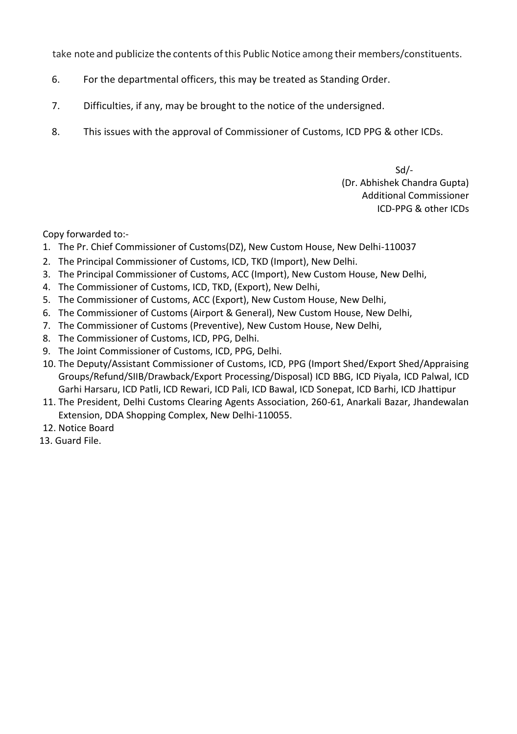take note and publicize the contents of this Public Notice among their members/constituents.

6. For the departmental officers, this may be treated as Standing Order.

7. Difficulties, if any, may be brought to the notice of the undersigned.

8. This issues with the approval of Commissioner of Customs, ICD PPG & other ICDs.

Sd/-
(Dr. Abhishek Chandra Gupta)
Additional Commissioner
ICD-PPG & other ICDs

Copy forwarded to:-

1. The Pr. Chief Commissioner of Customs(DZ), New Custom House, New Delhi-110037
2. The Principal Commissioner of Customs, ICD, TKD (Import), New Delhi.
3. The Principal Commissioner of Customs, ACC (Import), New Custom House, New Delhi,
4. The Commissioner of Customs, ICD, TKD, (Export), New Delhi,
5. The Commissioner of Customs, ACC (Export), New Custom House, New Delhi,
6. The Commissioner of Customs (Airport & General), New Custom House, New Delhi,
7. The Commissioner of Customs (Preventive), New Custom House, New Delhi,
8. The Commissioner of Customs, ICD, PPG, Delhi.
9. The Joint Commissioner of Customs, ICD, PPG, Delhi.
10. The Deputy/Assistant Commissioner of Customs, ICD, PPG (Import Shed/Export Shed/Appraising Groups/Refund/SIIB/Drawback/Export Processing/Disposal) ICD BBG, ICD Piyala, ICD Palwal, ICD Garhi Harsaru, ICD Patli, ICD Rewari, ICD Pali, ICD Bawal, ICD Sonepat, ICD Barhi, ICD Jhattipur
11. The President, Delhi Customs Clearing Agents Association, 260-61, Anarkali Bazar, Jhandewalan Extension, DDA Shopping Complex, New Delhi-110055.
12. Notice Board
13. Guard File.